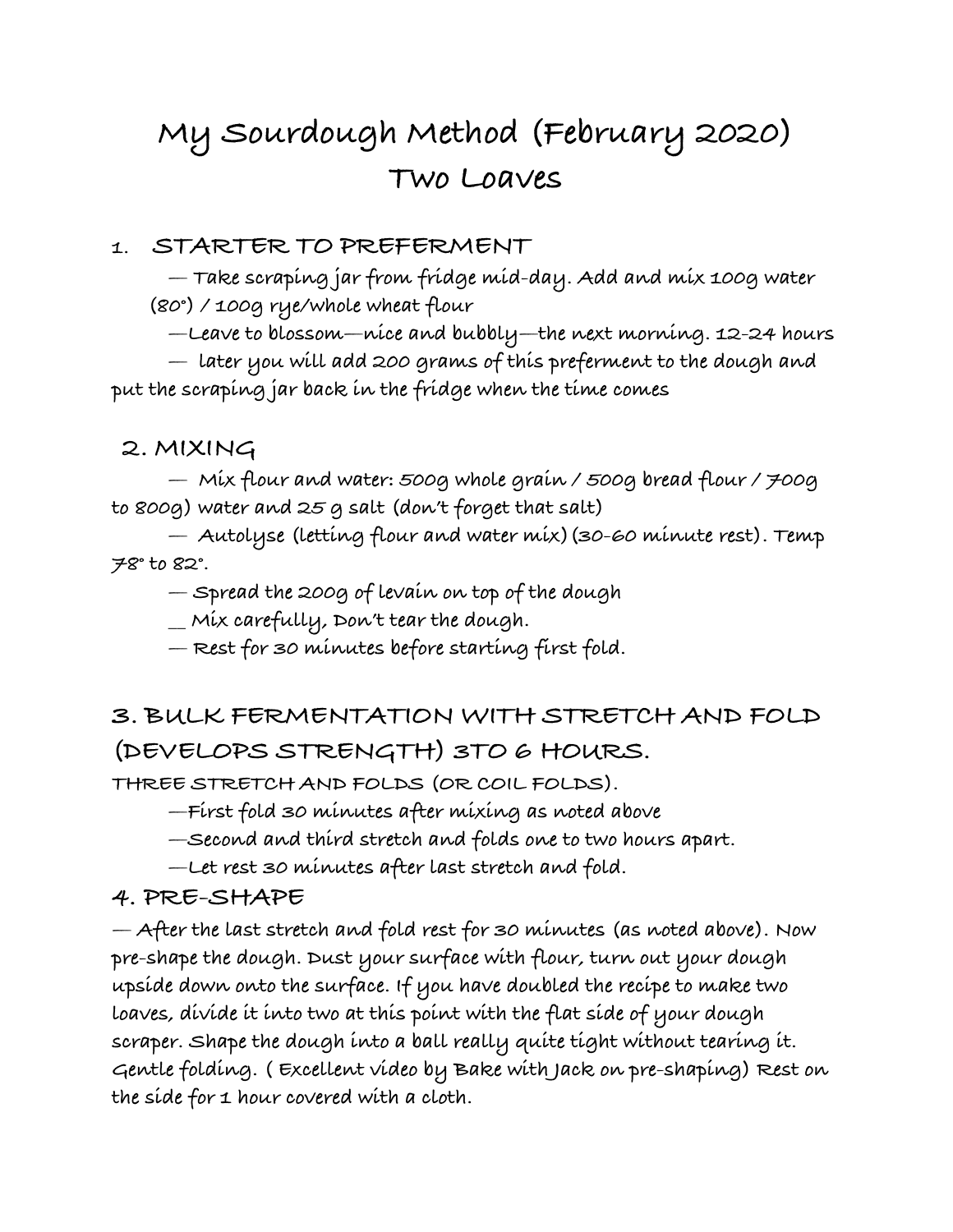# My Sourdough Method (February 2020)
# Two Loaves

## 1. STARTER TO PREFERMENT

— Take scraping jar from fridge mid-day. Add and mix 100g water (80°) / 100g rye/whole wheat flour

—Leave to blossom—nice and bubbly—the next morning. 12-24 hours

— later you will add 200 grams of this preferment to the dough and put the scraping jar back in the fridge when the time comes

## 2. MIXING

— Mix flour and water: 500g whole grain / 500g bread flour / 700g to 800g) water and 25 g salt (don't forget that salt)

— Autolyse (letting flour and water mix) (30-60 minute rest). Temp 78° to 82°.

— Spread the 200g of levain on top of the dough

__ Mix carefully, Don't tear the dough.

— Rest for 30 minutes before starting first fold.

## 3. BULK FERMENTATION WITH STRETCH AND FOLD (DEVELOPS STRENGTH) 3TO 6 HOURS.

THREE STRETCH AND FOLDS (OR COIL FOLDS).

—First fold 30 minutes after mixing as noted above

—Second and third stretch and folds one to two hours apart.

—Let rest 30 minutes after last stretch and fold.

## 4. PRE-SHAPE

— After the last stretch and fold rest for 30 minutes (as noted above). Now pre-shape the dough. Dust your surface with flour, turn out your dough upside down onto the surface. If you have doubled the recipe to make two loaves, divide it into two at this point with the flat side of your dough scraper. Shape the dough into a ball really quite tight without tearing it. Gentle folding. ( Excellent video by Bake with Jack on pre-shaping) Rest on the side for 1 hour covered with a cloth.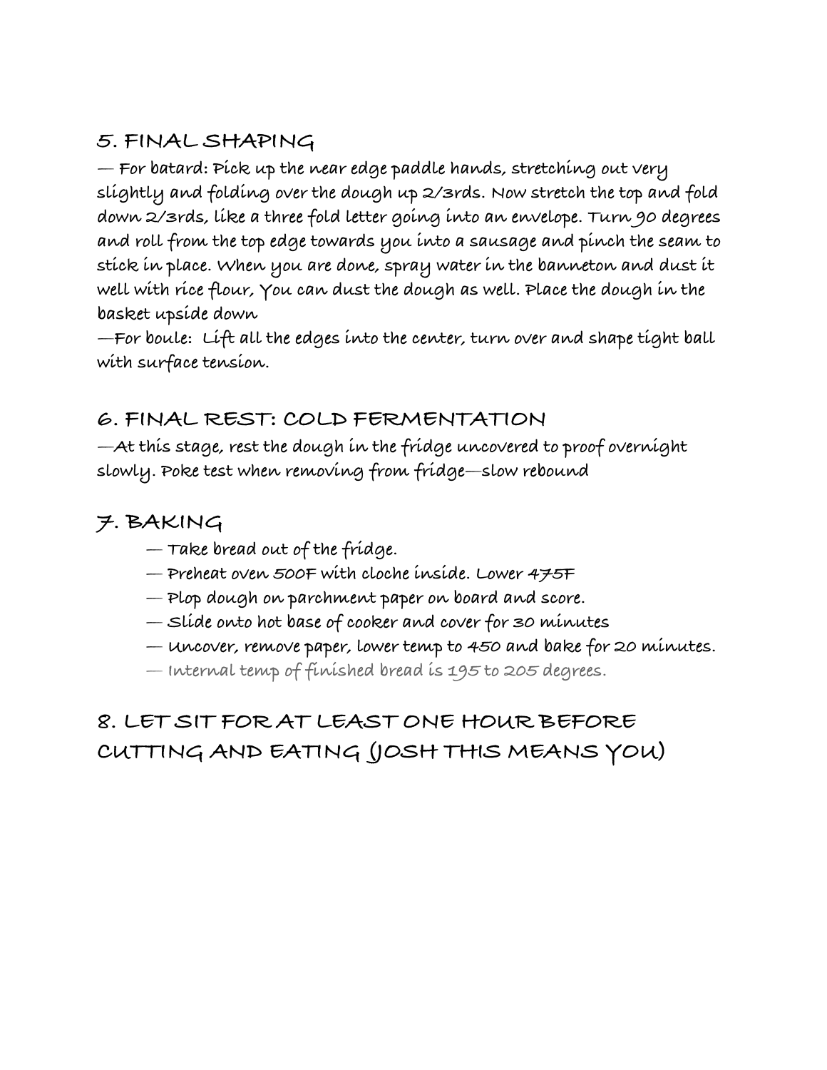## 5. FINAL SHAPING

— For batard: Pick up the near edge paddle hands, stretching out very slightly and folding over the dough up 2/3rds. Now stretch the top and fold down 2/3rds, like a three fold letter going into an envelope. Turn 90 degrees and roll from the top edge towards you into a sausage and pinch the seam to stick in place. When you are done, spray water in the banneton and dust it well with rice flour, You can dust the dough as well. Place the dough in the basket upside down

—For boule: Lift all the edges into the center, turn over and shape tight ball with surface tension.

## 6. FINAL REST: COLD FERMENTATION

—At this stage, rest the dough in the fridge uncovered to proof overnight slowly. Poke test when removing from fridge—slow rebound

## 7. BAKING

- — Take bread out of the fridge.
- — Preheat oven 500F with cloche inside. Lower 475F
- — Plop dough on parchment paper on board and score.
- — Slide onto hot base of cooker and cover for 30 minutes
- — Uncover, remove paper, lower temp to 450 and bake for 20 minutes.
- — Internal temp of finished bread is 195 to 205 degrees.

## 8. LET SIT FOR AT LEAST ONE HOUR BEFORE CUTTING AND EATING (JOSH THIS MEANS YOU)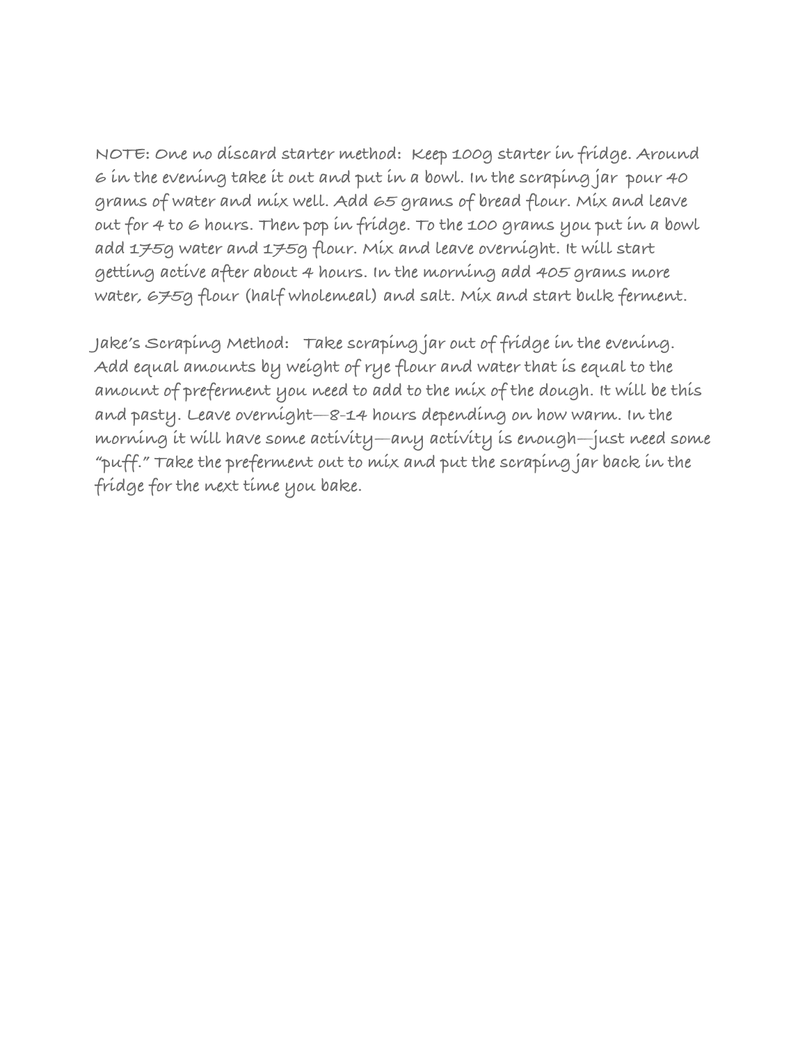NOTE: One no discard starter method: Keep 100g starter in fridge. Around 6 in the evening take it out and put in a bowl. In the scraping jar pour 40 grams of water and mix well. Add 65 grams of bread flour. Mix and leave out for 4 to 6 hours. Then pop in fridge. To the 100 grams you put in a bowl add 175g water and 175g flour. Mix and leave overnight. It will start getting active after about 4 hours. In the morning add 405 grams more water, 675g flour (half wholemeal) and salt. Mix and start bulk ferment.

Jake's Scraping Method: Take scraping jar out of fridge in the evening. Add equal amounts by weight of rye flour and water that is equal to the amount of preferment you need to add to the mix of the dough. It will be this and pasty. Leave overnight—8-14 hours depending on how warm. In the morning it will have some activity—any activity is enough—just need some "puff." Take the preferment out to mix and put the scraping jar back in the fridge for the next time you bake.